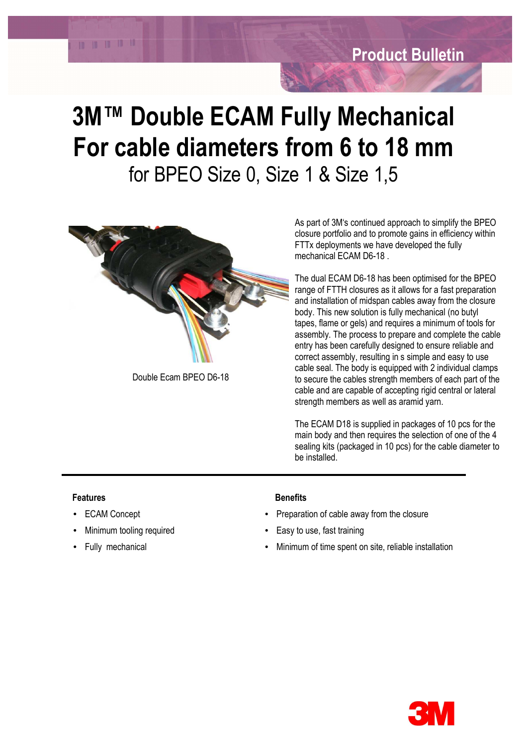Product Bulletin

# 3M™ Double ECAM Fully Mechanical For cable diameters from 6 to 18 mm

## for BPEO Size 0, Size 1 & Size 1,5

Double Ecam BPEO D6-18

As part of 3M's continued approach to simplify the BPEO closure portfolio and to promote gains in efficiency within FTTx deployments we have developed the fully mechanical ECAM D6-18 .

The dual ECAM D6-18 has been optimised for the BPEO range of FTTH closures as it allows for a fast preparation and installation of midspan cables away from the closure body. This new solution is fully mechanical (no butyl tapes, flame or gels) and requires a minimum of tools for assembly. The process to prepare and complete the cable entry has been carefully designed to ensure reliable and correct assembly, resulting in s simple and easy to use cable seal. The body is equipped with 2 individual clamps to secure the cables strength members of each part of the cable and are capable of accepting rigid central or lateral strength members as well as aramid yarn.

The ECAM D18 is supplied in packages of 10 pcs for the main body and then requires the selection of one of the 4 sealing kits (packaged in 10 pcs) for the cable diameter to be installed.

---

**Features**

- ECAM Concept
- Minimum tooling required
- Fully mechanical

**Benefits**

- Preparation of cable away from the closure
- Easy to use, fast training
- Minimum of time spent on site, reliable installation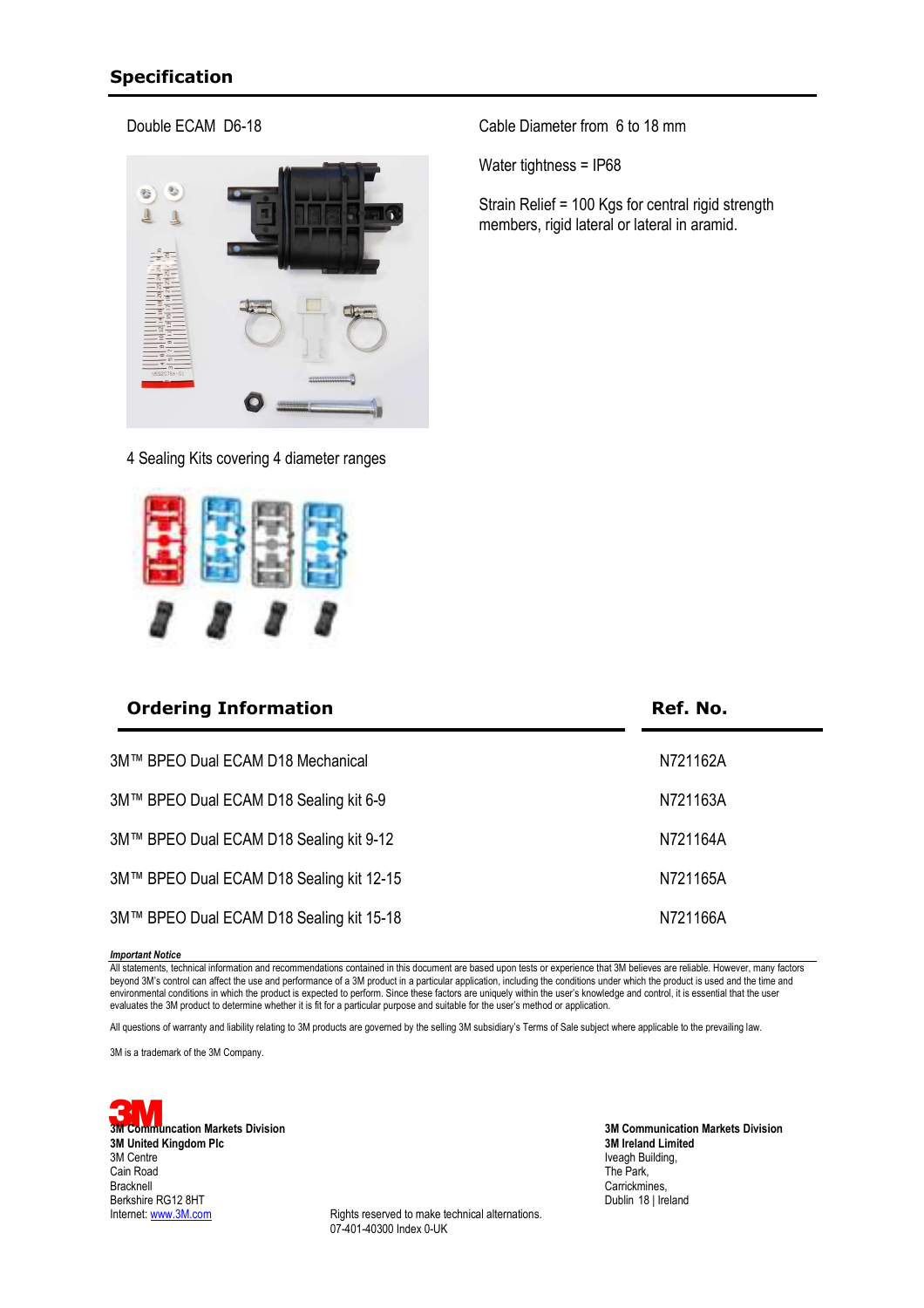## Specification

Double ECAM D6-18

Cable Diameter from 6 to 18 mm

Water tightness = IP68

Strain Relief = 100 Kgs for central rigid strength members, rigid lateral or lateral in aramid.

4 Sealing Kits covering 4 diameter ranges

| Ordering Information | Ref. No. |
|---|---|
| 3M™ BPEO Dual ECAM D18 Mechanical | N721162A |
| 3M™ BPEO Dual ECAM D18 Sealing kit 6-9 | N721163A |
| 3M™ BPEO Dual ECAM D18 Sealing kit 9-12 | N721164A |
| 3M™ BPEO Dual ECAM D18 Sealing kit 12-15 | N721165A |
| 3M™ BPEO Dual ECAM D18 Sealing kit 15-18 | N721166A |

***Important Notice***

All statements, technical information and recommendations contained in this document are based upon tests or experience that 3M believes are reliable. However, many factors beyond 3M's control can affect the use and performance of a 3M product in a particular application, including the conditions under which the product is used and the time and environmental conditions in which the product is expected to perform. Since these factors are uniquely within the user's knowledge and control, it is essential that the user evaluates the 3M product to determine whether it is fit for a particular purpose and suitable for the user's method or application.

All questions of warranty and liability relating to 3M products are governed by the selling 3M subsidiary's Terms of Sale subject where applicable to the prevailing law.

3M is a trademark of the 3M Company.

**3M Communcation Markets Division**
**3M United Kingdom Plc**
3M Centre
Cain Road
Bracknell
Berkshire RG12 8HT
Internet: www.3M.com

**3M Communication Markets Division**
**3M Ireland Limited**
Iveagh Building,
The Park,
Carrickmines,
Dublin 18 | Ireland

Rights reserved to make technical alternations.
07-401-40300 Index 0-UK